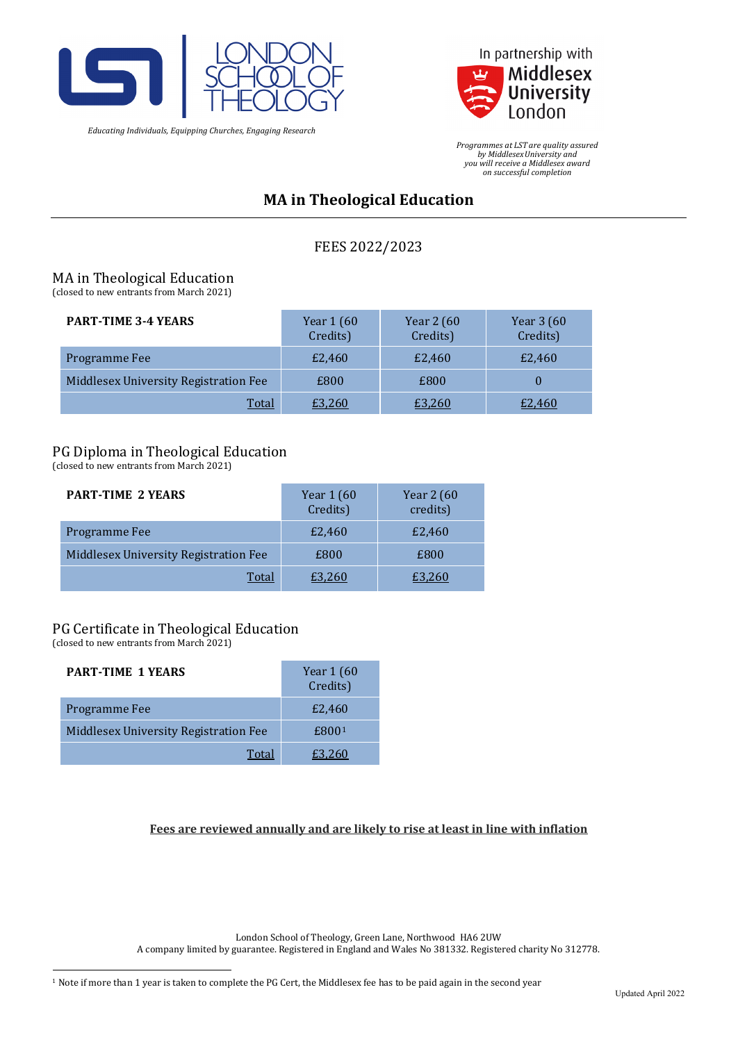LONDON SCHOOL OF THEOLOGY

*Educating Individuals, Equipping Churches, Engaging Research*

In partnership with Middlesex University London

*Programmes at LST are quality assured by Middlesex University and you will receive a Middlesex award on successful completion*

# MA in Theological Education

FEES 2022/2023

## MA in Theological Education

(closed to new entrants from March 2021)

| **PART-TIME 3-4 YEARS** | Year 1 (60 Credits) | Year 2 (60 Credits) | Year 3 (60 Credits) |
|---|---|---|---|
| Programme Fee | £2,460 | £2,460 | £2,460 |
| Middlesex University Registration Fee | £800 | £800 | 0 |
| Total | £3,260 | £3,260 | £2,460 |

## PG Diploma in Theological Education

(closed to new entrants from March 2021)

| **PART-TIME 2 YEARS** | Year 1 (60 Credits) | Year 2 (60 credits) |
|---|---|---|
| Programme Fee | £2,460 | £2,460 |
| Middlesex University Registration Fee | £800 | £800 |
| Total | £3,260 | £3,260 |

## PG Certificate in Theological Education

(closed to new entrants from March 2021)

| **PART-TIME 1 YEARS** | Year 1 (60 Credits) |
|---|---|
| Programme Fee | £2,460 |
| Middlesex University Registration Fee | £800[1] |
| Total | £3,260 |

**Fees are reviewed annually and are likely to rise at least in line with inflation**

London School of Theology, Green Lane, Northwood HA6 2UW
A company limited by guarantee. Registered in England and Wales No 381332. Registered charity No 312778.

[1] Note if more than 1 year is taken to complete the PG Cert, the Middlesex fee has to be paid again in the second year

Updated April 2022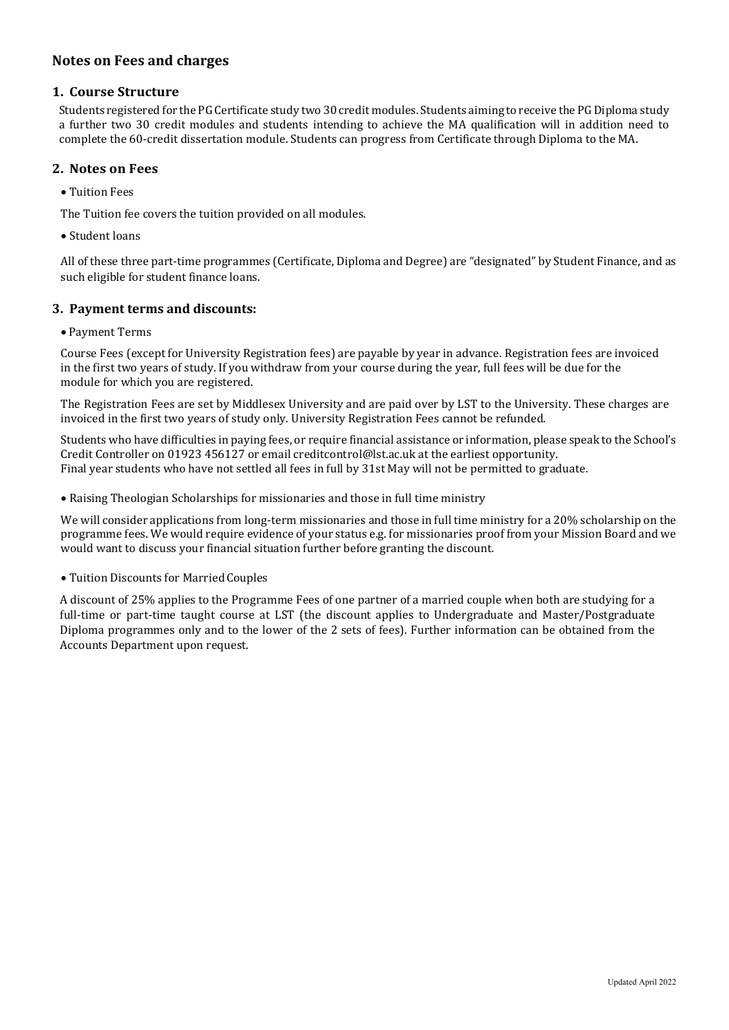## Notes on Fees and charges

### 1. Course Structure

Students registered for the PG Certificate study two 30 credit modules. Students aiming to receive the PG Diploma study a further two 30 credit modules and students intending to achieve the MA qualification will in addition need to complete the 60-credit dissertation module. Students can progress from Certificate through Diploma to the MA.

### 2. Notes on Fees

- Tuition Fees

The Tuition fee covers the tuition provided on all modules.

- Student loans

All of these three part-time programmes (Certificate, Diploma and Degree) are "designated" by Student Finance, and as such eligible for student finance loans.

### 3. Payment terms and discounts:

- Payment Terms

Course Fees (except for University Registration fees) are payable by year in advance. Registration fees are invoiced in the first two years of study. If you withdraw from your course during the year, full fees will be due for the module for which you are registered.

The Registration Fees are set by Middlesex University and are paid over by LST to the University. These charges are invoiced in the first two years of study only. University Registration Fees cannot be refunded.

Students who have difficulties in paying fees, or require financial assistance or information, please speak to the School's Credit Controller on 01923 456127 or email creditcontrol@lst.ac.uk at the earliest opportunity.
Final year students who have not settled all fees in full by 31st May will not be permitted to graduate.

- Raising Theologian Scholarships for missionaries and those in full time ministry

We will consider applications from long-term missionaries and those in full time ministry for a 20% scholarship on the programme fees. We would require evidence of your status e.g. for missionaries proof from your Mission Board and we would want to discuss your financial situation further before granting the discount.

- Tuition Discounts for Married Couples

A discount of 25% applies to the Programme Fees of one partner of a married couple when both are studying for a full-time or part-time taught course at LST (the discount applies to Undergraduate and Master/Postgraduate Diploma programmes only and to the lower of the 2 sets of fees). Further information can be obtained from the Accounts Department upon request.

Updated April 2022